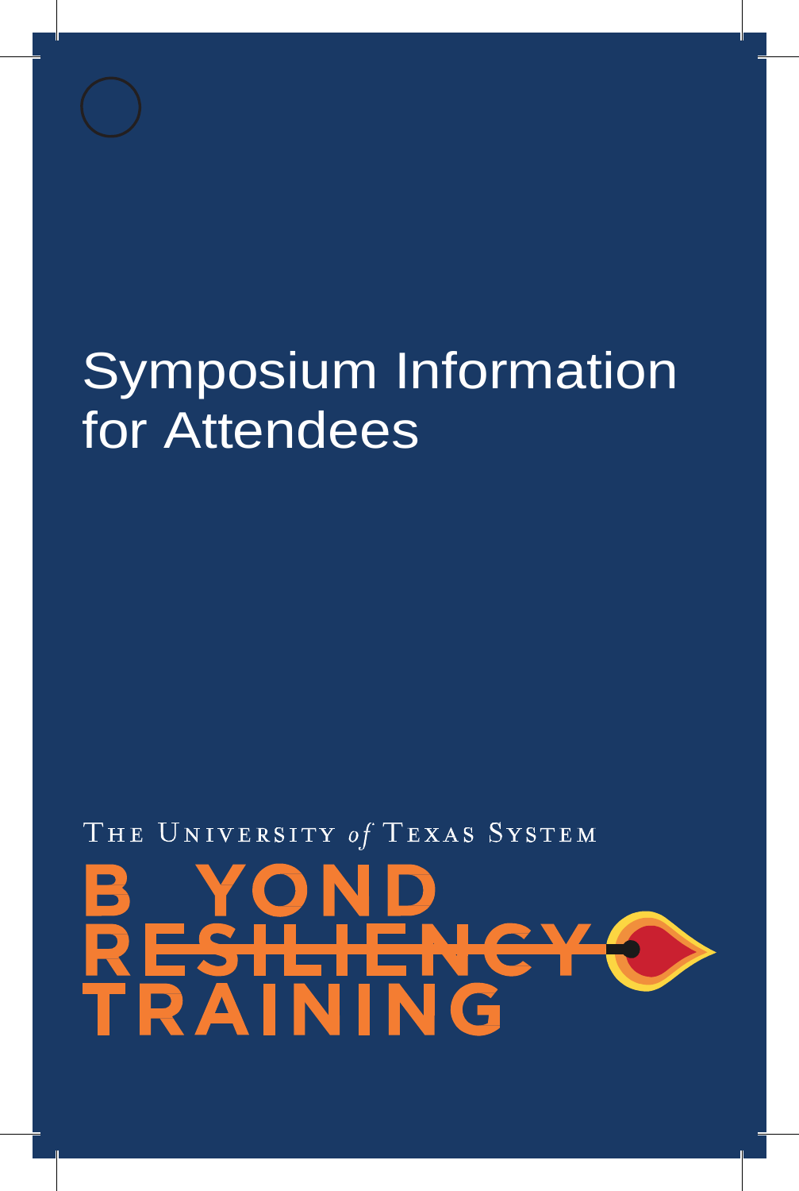# Symposium Information for Attendees

THE UNIVERSITY *of* TEXAS SYSTEM

B YOND RESILIENCY TRAINING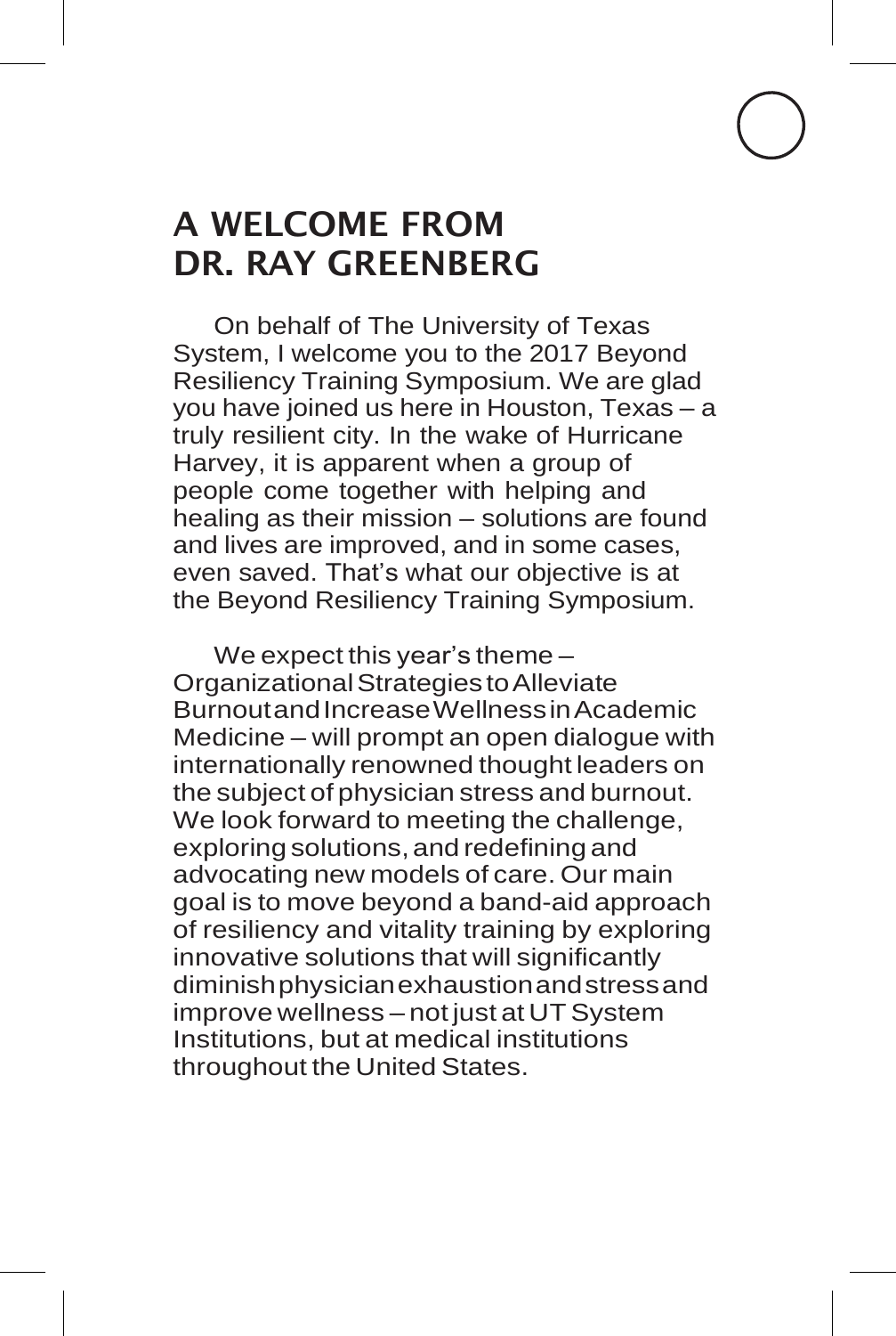# A WELCOME FROM DR. RAY GREENBERG

On behalf of The University of Texas System, I welcome you to the 2017 Beyond Resiliency Training Symposium. We are glad you have joined us here in Houston, Texas – a truly resilient city. In the wake of Hurricane Harvey, it is apparent when a group of people come together with helping and healing as their mission – solutions are found and lives are improved, and in some cases, even saved. That's what our objective is at the Beyond Resiliency Training Symposium.

We expect this year's theme – Organizational Strategies to Alleviate Burnout and Increase Wellness in Academic Medicine – will prompt an open dialogue with internationally renowned thought leaders on the subject of physician stress and burnout. We look forward to meeting the challenge, exploring solutions, and redefining and advocating new models of care. Our main goal is to move beyond a band-aid approach of resiliency and vitality training by exploring innovative solutions that will significantly diminish physician exhaustion and stress and improve wellness – not just at UT System Institutions, but at medical institutions throughout the United States.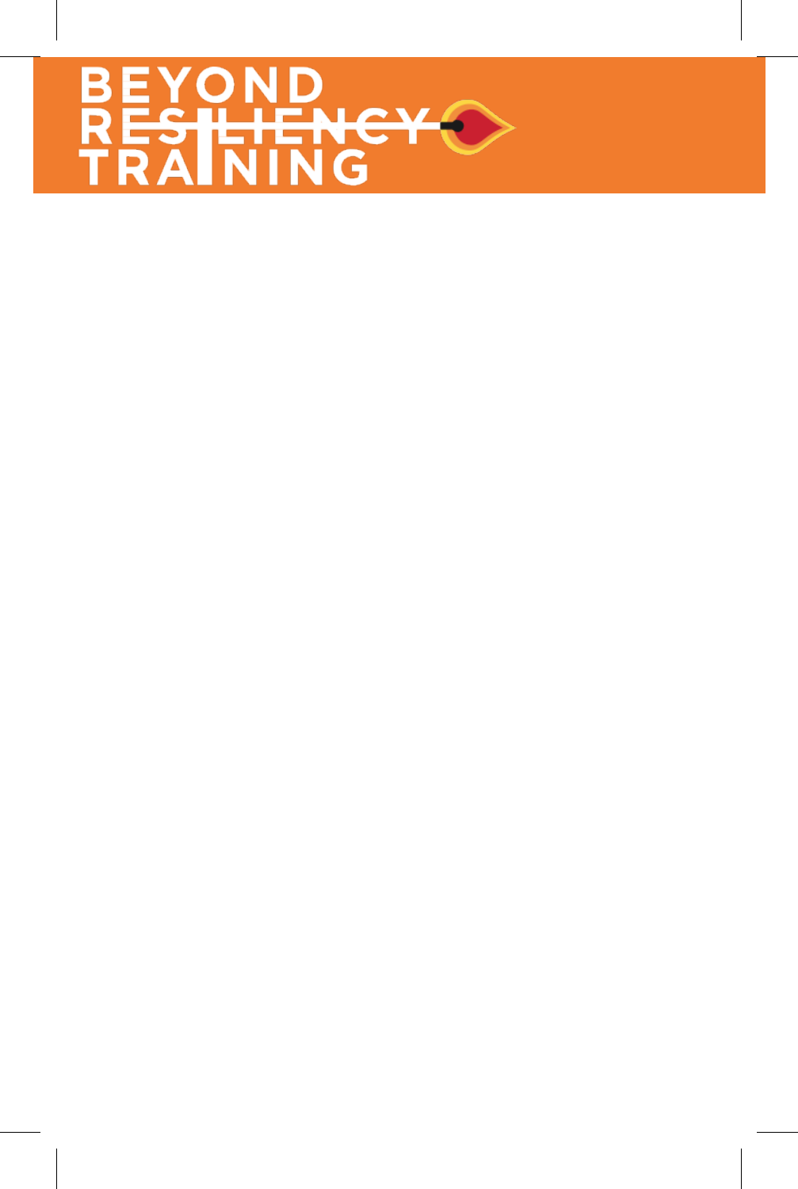# BEYOND RESILIENCY TRAINING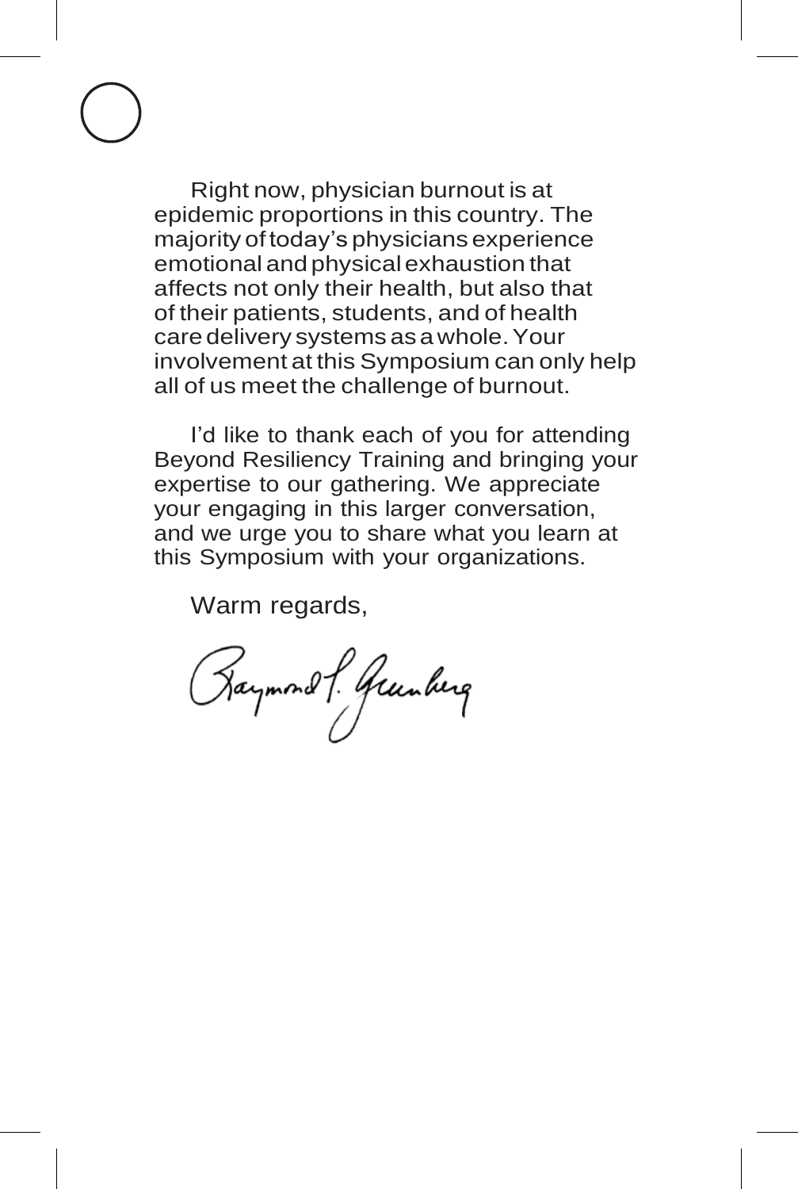Right now, physician burnout is at epidemic proportions in this country. The majority of today's physicians experience emotional and physical exhaustion that affects not only their health, but also that of their patients, students, and of health care delivery systems as a whole. Your involvement at this Symposium can only help all of us meet the challenge of burnout.

I'd like to thank each of you for attending Beyond Resiliency Training and bringing your expertise to our gathering. We appreciate your engaging in this larger conversation, and we urge you to share what you learn at this Symposium with your organizations.

Warm regards,

Raymond J. Grunberg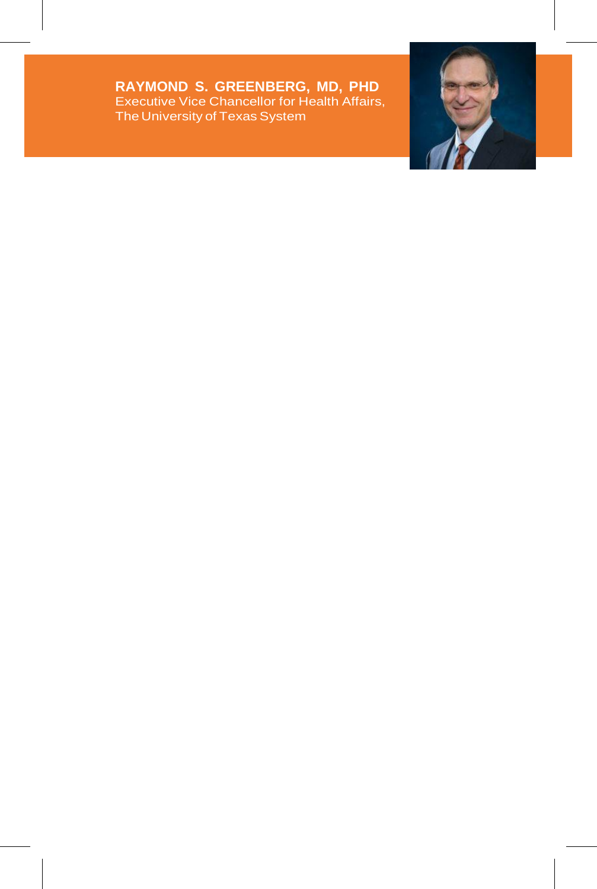**RAYMOND S. GREENBERG, MD, PHD**
Executive Vice Chancellor for Health Affairs,
The University of Texas System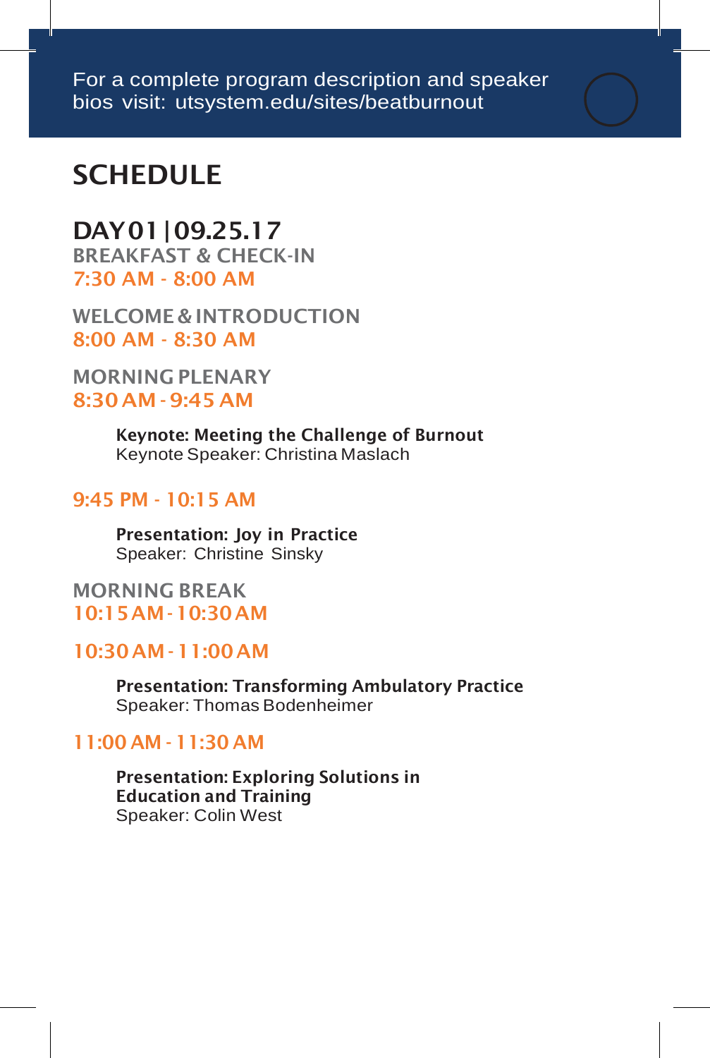For a complete program description and speaker bios visit: utsystem.edu/sites/beatburnout

# SCHEDULE

## DAY 01 | 09.25.17

**BREAKFAST & CHECK-IN**
**7:30 AM - 8:00 AM**

**WELCOME & INTRODUCTION**
**8:00 AM - 8:30 AM**

**MORNING PLENARY**
**8:30 AM - 9:45 AM**

**Keynote: Meeting the Challenge of Burnout**
Keynote Speaker: Christina Maslach

**9:45 PM - 10:15 AM**

**Presentation: Joy in Practice**
Speaker: Christine Sinsky

**MORNING BREAK**
**10:15 AM - 10:30 AM**

**10:30 AM - 11:00 AM**

**Presentation: Transforming Ambulatory Practice**
Speaker: Thomas Bodenheimer

**11:00 AM - 11:30 AM**

**Presentation: Exploring Solutions in Education and Training**
Speaker: Colin West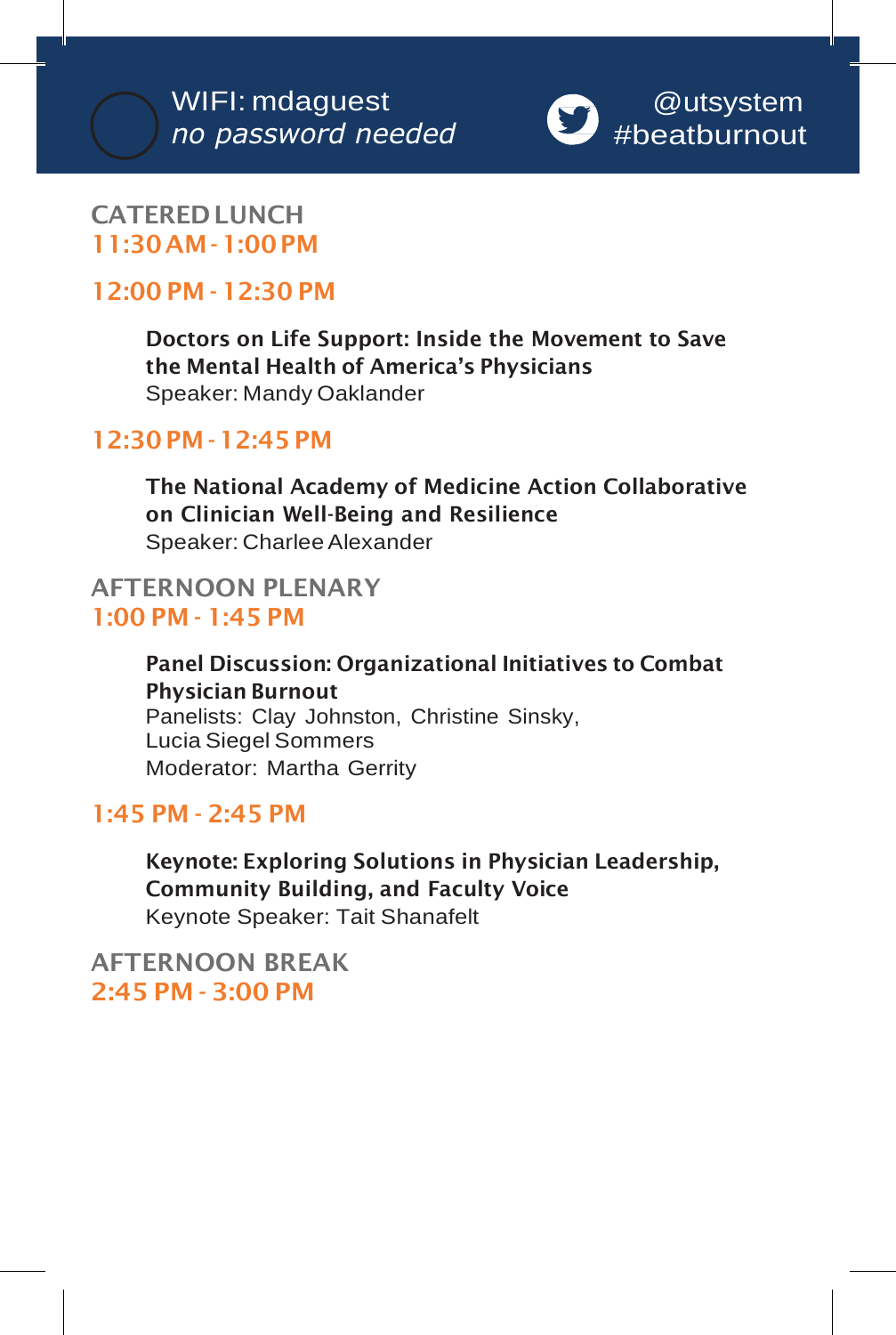WIFI: mdaguest
*no password needed*

@utsystem
#beatburnout

## CATERED LUNCH
**11:30 AM - 1:00 PM**

**12:00 PM - 12:30 PM**

**Doctors on Life Support: Inside the Movement to Save the Mental Health of America's Physicians**
Speaker: Mandy Oaklander

**12:30 PM - 12:45 PM**

**The National Academy of Medicine Action Collaborative on Clinician Well-Being and Resilience**
Speaker: Charlee Alexander

## AFTERNOON PLENARY
**1:00 PM - 1:45 PM**

**Panel Discussion: Organizational Initiatives to Combat Physician Burnout**
Panelists: Clay Johnston, Christine Sinsky, Lucia Siegel Sommers
Moderator: Martha Gerrity

**1:45 PM - 2:45 PM**

**Keynote: Exploring Solutions in Physician Leadership, Community Building, and Faculty Voice**
Keynote Speaker: Tait Shanafelt

## AFTERNOON BREAK
**2:45 PM - 3:00 PM**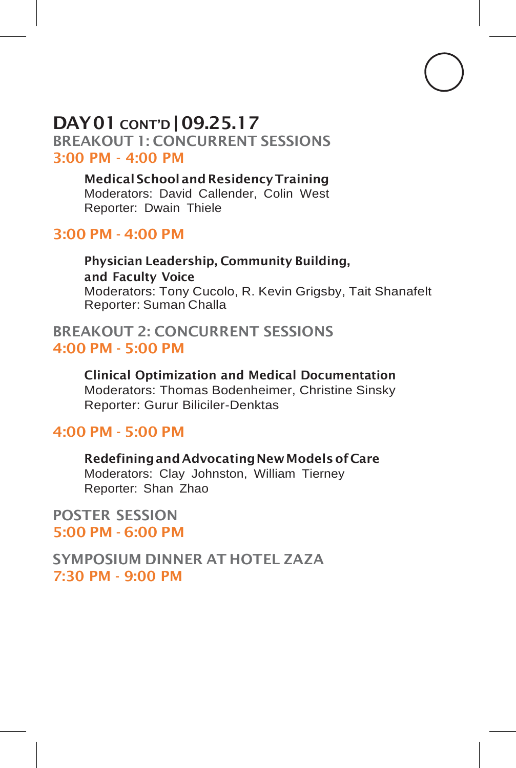# DAY 01 CONT'D | 09.25.17

## BREAKOUT 1: CONCURRENT SESSIONS

### 3:00 PM - 4:00 PM

**Medical School and Residency Training**
Moderators: David Callender, Colin West
Reporter: Dwain Thiele

### 3:00 PM - 4:00 PM

**Physician Leadership, Community Building, and Faculty Voice**
Moderators: Tony Cucolo, R. Kevin Grigsby, Tait Shanafelt
Reporter: Suman Challa

## BREAKOUT 2: CONCURRENT SESSIONS

### 4:00 PM - 5:00 PM

**Clinical Optimization and Medical Documentation**
Moderators: Thomas Bodenheimer, Christine Sinsky
Reporter: Gurur Biliciler-Denktas

### 4:00 PM - 5:00 PM

**Redefining and Advocating New Models of Care**
Moderators: Clay Johnston, William Tierney
Reporter: Shan Zhao

## POSTER SESSION

### 5:00 PM - 6:00 PM

## SYMPOSIUM DINNER AT HOTEL ZAZA

### 7:30 PM - 9:00 PM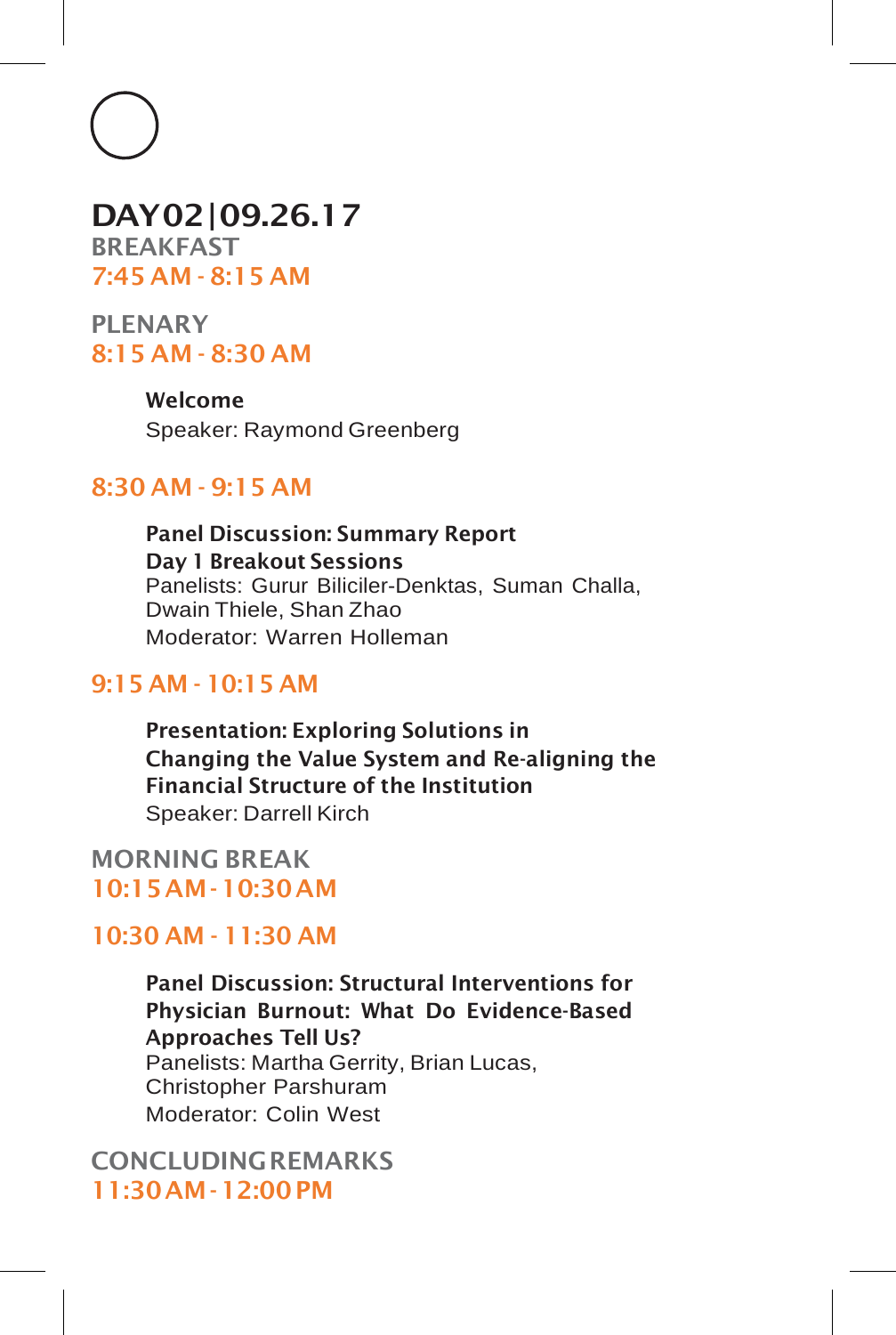# DAY02|09.26.17

## BREAKFAST
**7:45 AM - 8:15 AM**

## PLENARY
**8:15 AM - 8:30 AM**

**Welcome**
Speaker: Raymond Greenberg

**8:30 AM - 9:15 AM**

**Panel Discussion: Summary Report Day 1 Breakout Sessions**
Panelists: Gurur Biliciler-Denktas, Suman Challa, Dwain Thiele, Shan Zhao
Moderator: Warren Holleman

**9:15 AM - 10:15 AM**

**Presentation: Exploring Solutions in Changing the Value System and Re-aligning the Financial Structure of the Institution**
Speaker: Darrell Kirch

## MORNING BREAK
**10:15 AM - 10:30 AM**

**10:30 AM - 11:30 AM**

**Panel Discussion: Structural Interventions for Physician Burnout: What Do Evidence-Based Approaches Tell Us?**
Panelists: Martha Gerrity, Brian Lucas, Christopher Parshuram
Moderator: Colin West

## CONCLUDING REMARKS
**11:30 AM - 12:00 PM**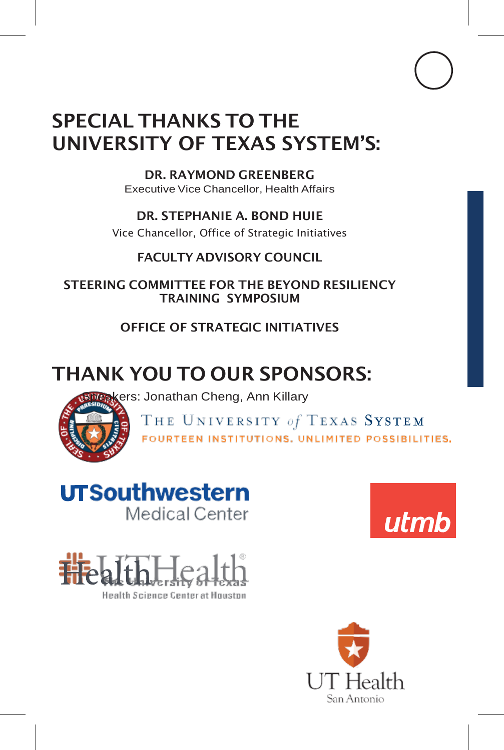# SPECIAL THANKS TO THE UNIVERSITY OF TEXAS SYSTEM'S:

**DR. RAYMOND GREENBERG**
Executive Vice Chancellor, Health Affairs

**DR. STEPHANIE A. BOND HUIE**
Vice Chancellor, Office of Strategic Initiatives

**FACULTY ADVISORY COUNCIL**

**STEERING COMMITTEE FOR THE BEYOND RESILIENCY TRAINING SYMPOSIUM**

**OFFICE OF STRATEGIC INITIATIVES**

# THANK YOU TO OUR SPONSORS:

Speakers: Jonathan Cheng, Ann Killary

THE UNIVERSITY of TEXAS SYSTEM
FOURTEEN INSTITUTIONS. UNLIMITED POSSIBILITIES.

UTSouthwestern Medical Center

utmb

UTHealth The University of Texas Health Science Center at Houston

UT Health San Antonio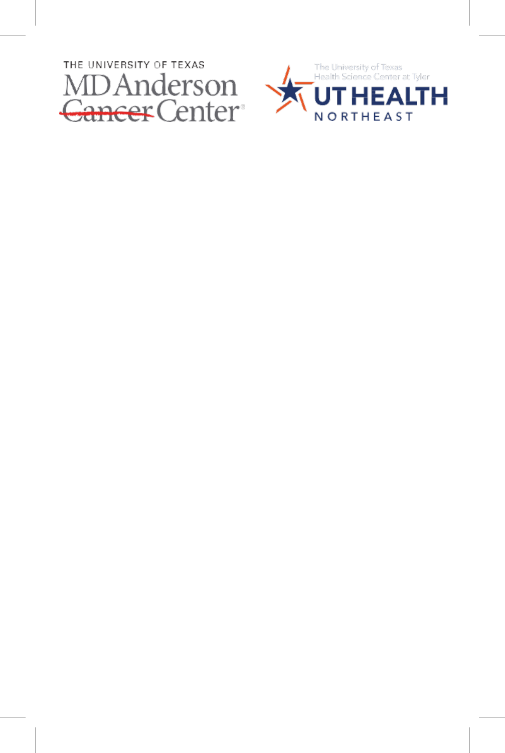THE UNIVERSITY OF TEXAS
MD Anderson
~~Cancer~~ Center®

The University of Texas
Health Science Center at Tyler
UT HEALTH
NORTHEAST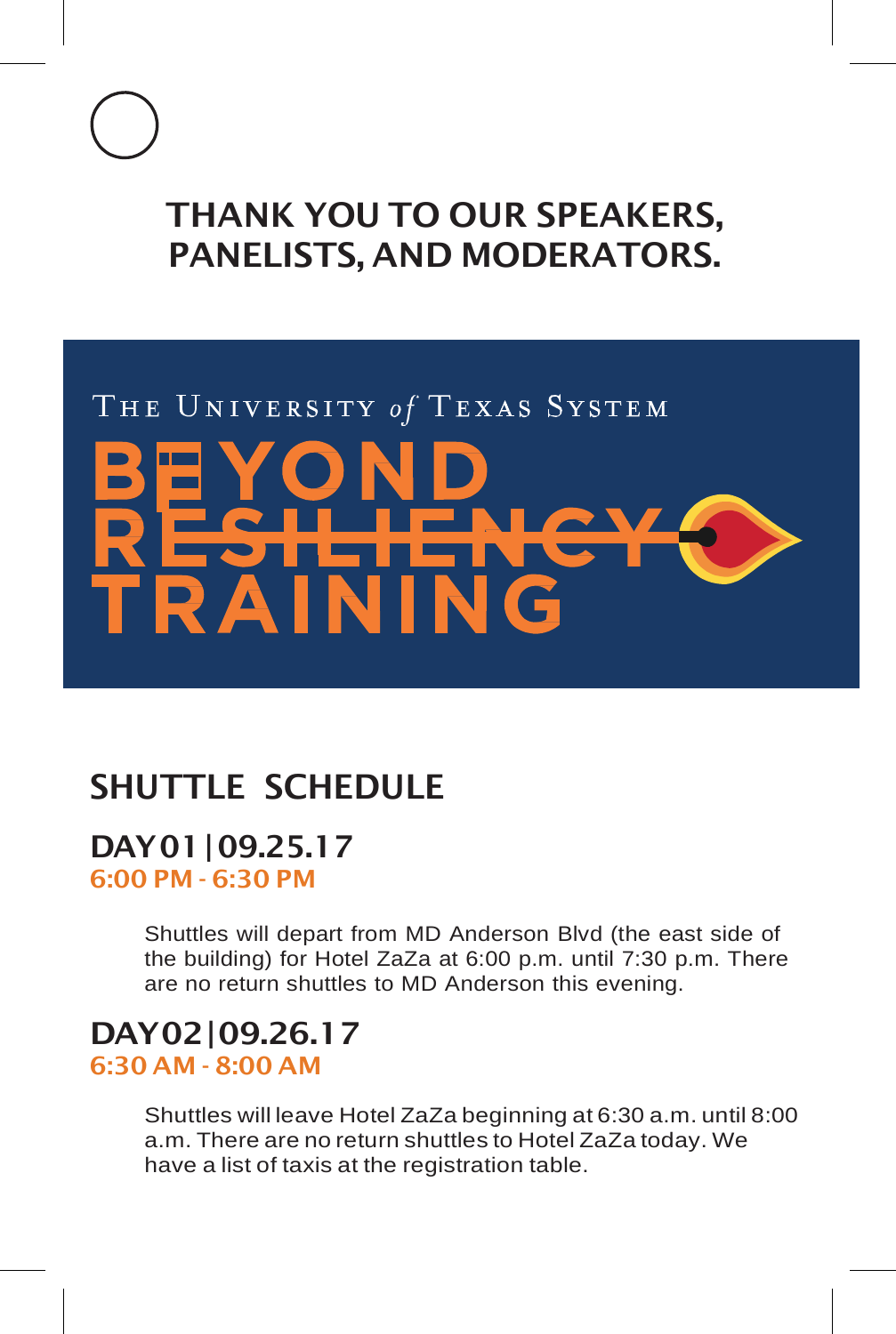## THANK YOU TO OUR SPEAKERS, PANELISTS, AND MODERATORS.

THE UNIVERSITY *of* TEXAS SYSTEM

BEYOND RESILIENCY TRAINING

## SHUTTLE SCHEDULE

### DAY 01 | 09.25.17

**6:00 PM - 6:30 PM**

Shuttles will depart from MD Anderson Blvd (the east side of the building) for Hotel ZaZa at 6:00 p.m. until 7:30 p.m. There are no return shuttles to MD Anderson this evening.

### DAY 02 | 09.26.17

**6:30 AM - 8:00 AM**

Shuttles will leave Hotel ZaZa beginning at 6:30 a.m. until 8:00 a.m. There are no return shuttles to Hotel ZaZa today. We have a list of taxis at the registration table.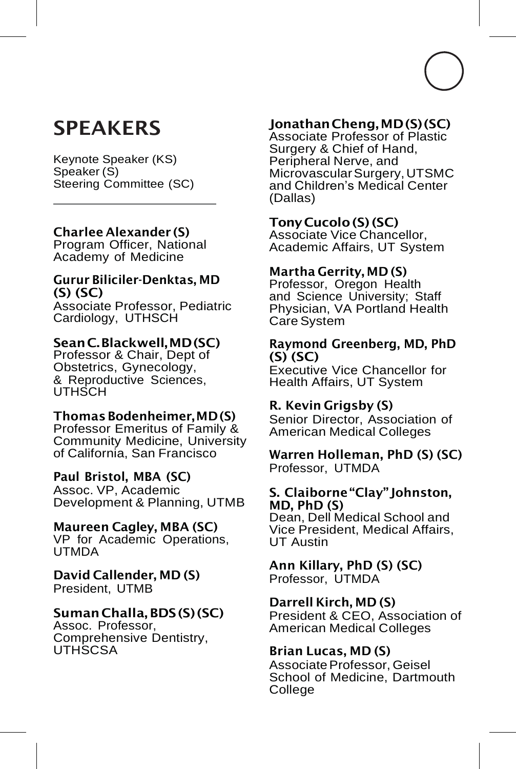# SPEAKERS

Keynote Speaker (KS)
Speaker (S)
Steering Committee (SC)

---

**Charlee Alexander (S)**
Program Officer, National Academy of Medicine

**Gurur Biliciler-Denktas, MD (S) (SC)**
Associate Professor, Pediatric Cardiology, UTHSCH

**Sean C. Blackwell, MD (SC)**
Professor & Chair, Dept of Obstetrics, Gynecology, & Reproductive Sciences, UTHSCH

**Thomas Bodenheimer, MD (S)**
Professor Emeritus of Family & Community Medicine, University of California, San Francisco

**Paul Bristol, MBA (SC)**
Assoc. VP, Academic Development & Planning, UTMB

**Maureen Cagley, MBA (SC)**
VP for Academic Operations, UTMDA

**David Callender, MD (S)**
President, UTMB

**Suman Challa, BDS (S) (SC)**
Assoc. Professor, Comprehensive Dentistry, UTHSCSA

**Jonathan Cheng, MD (S) (SC)**
Associate Professor of Plastic Surgery & Chief of Hand, Peripheral Nerve, and Microvascular Surgery, UTSMC and Children's Medical Center (Dallas)

**Tony Cucolo (S) (SC)**
Associate Vice Chancellor, Academic Affairs, UT System

**Martha Gerrity, MD (S)**
Professor, Oregon Health and Science University; Staff Physician, VA Portland Health Care System

**Raymond Greenberg, MD, PhD (S) (SC)**
Executive Vice Chancellor for Health Affairs, UT System

**R. Kevin Grigsby (S)**
Senior Director, Association of American Medical Colleges

**Warren Holleman, PhD (S) (SC)**
Professor, UTMDA

**S. Claiborne "Clay" Johnston, MD, PhD (S)**
Dean, Dell Medical School and Vice President, Medical Affairs, UT Austin

**Ann Killary, PhD (S) (SC)**
Professor, UTMDA

**Darrell Kirch, MD (S)**
President & CEO, Association of American Medical Colleges

**Brian Lucas, MD (S)**
Associate Professor, Geisel School of Medicine, Dartmouth College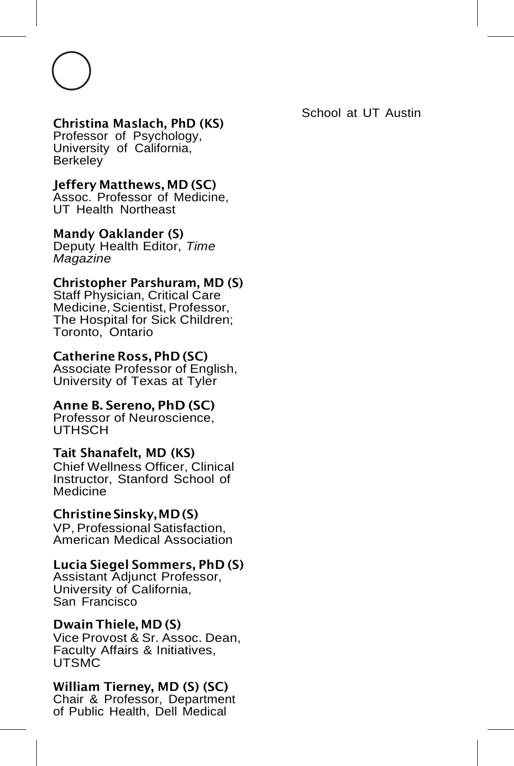**Christina Maslach, PhD (KS)**
Professor of Psychology, University of California, Berkeley

**Jeffery Matthews, MD (SC)**
Assoc. Professor of Medicine, UT Health Northeast

**Mandy Oaklander (S)**
Deputy Health Editor, *Time Magazine*

**Christopher Parshuram, MD (S)**
Staff Physician, Critical Care Medicine, Scientist, Professor, The Hospital for Sick Children; Toronto, Ontario

**Catherine Ross, PhD (SC)**
Associate Professor of English, University of Texas at Tyler

**Anne B. Sereno, PhD (SC)**
Professor of Neuroscience, UTHSCH

**Tait Shanafelt, MD (KS)**
Chief Wellness Officer, Clinical Instructor, Stanford School of Medicine

**Christine Sinsky, MD (S)**
VP, Professional Satisfaction, American Medical Association

**Lucia Siegel Sommers, PhD (S)**
Assistant Adjunct Professor, University of California, San Francisco

**Dwain Thiele, MD (S)**
Vice Provost & Sr. Assoc. Dean, Faculty Affairs & Initiatives, UTSMC

**William Tierney, MD (S) (SC)**
Chair & Professor, Department of Public Health, Dell Medical School at UT Austin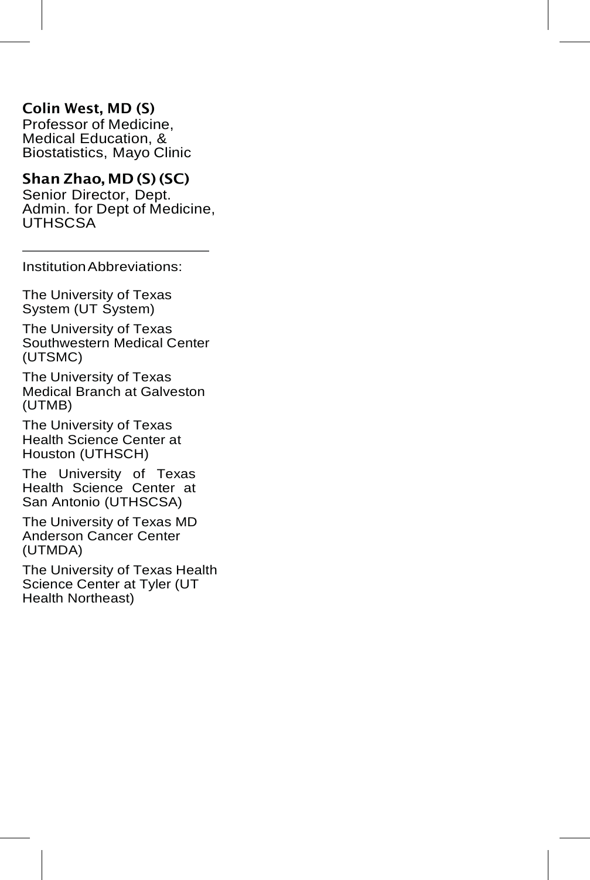**Colin West, MD (S)**
Professor of Medicine, Medical Education, & Biostatistics, Mayo Clinic

**Shan Zhao, MD (S) (SC)**
Senior Director, Dept. Admin. for Dept of Medicine, UTHSCSA

---

Institution Abbreviations:

The University of Texas System (UT System)

The University of Texas Southwestern Medical Center (UTSMC)

The University of Texas Medical Branch at Galveston (UTMB)

The University of Texas Health Science Center at Houston (UTHSCH)

The University of Texas Health Science Center at San Antonio (UTHSCSA)

The University of Texas MD Anderson Cancer Center (UTMDA)

The University of Texas Health Science Center at Tyler (UT Health Northeast)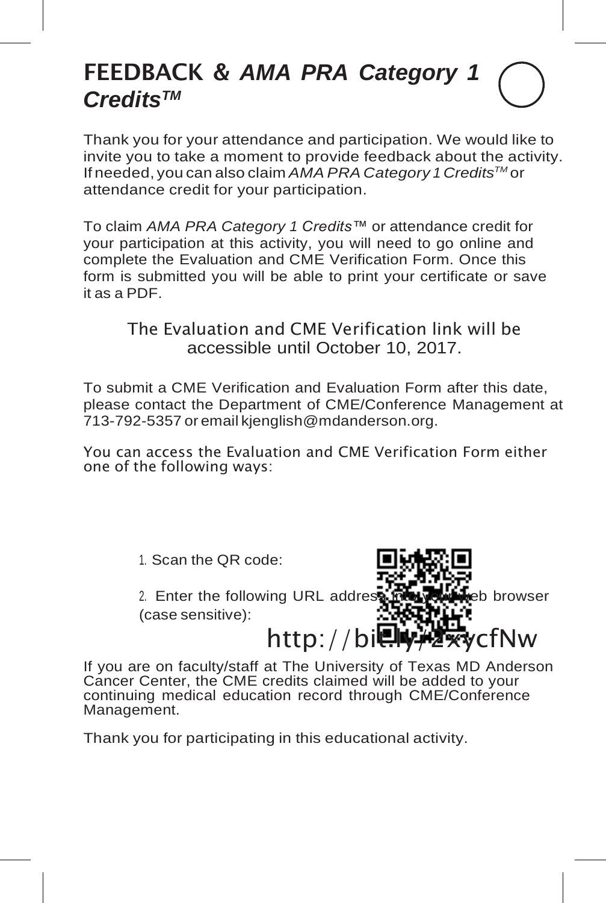# FEEDBACK & *AMA PRA Category 1 Credits*™

Thank you for your attendance and participation. We would like to invite you to take a moment to provide feedback about the activity. If needed, you can also claim *AMA PRA Category 1 Credits*™ or attendance credit for your participation.

To claim *AMA PRA Category 1 Credits*™ or attendance credit for your participation at this activity, you will need to go online and complete the Evaluation and CME Verification Form. Once this form is submitted you will be able to print your certificate or save it as a PDF.

The Evaluation and CME Verification link will be accessible until October 10, 2017.

To submit a CME Verification and Evaluation Form after this date, please contact the Department of CME/Conference Management at 713-792-5357 or email kjenglish@mdanderson.org.

You can access the Evaluation and CME Verification Form either one of the following ways:

1. Scan the QR code:
2. Enter the following URL address into your web browser (case sensitive):

http://bit.ly/2xycfNw

If you are on faculty/staff at The University of Texas MD Anderson Cancer Center, the CME credits claimed will be added to your continuing medical education record through CME/Conference Management.

Thank you for participating in this educational activity.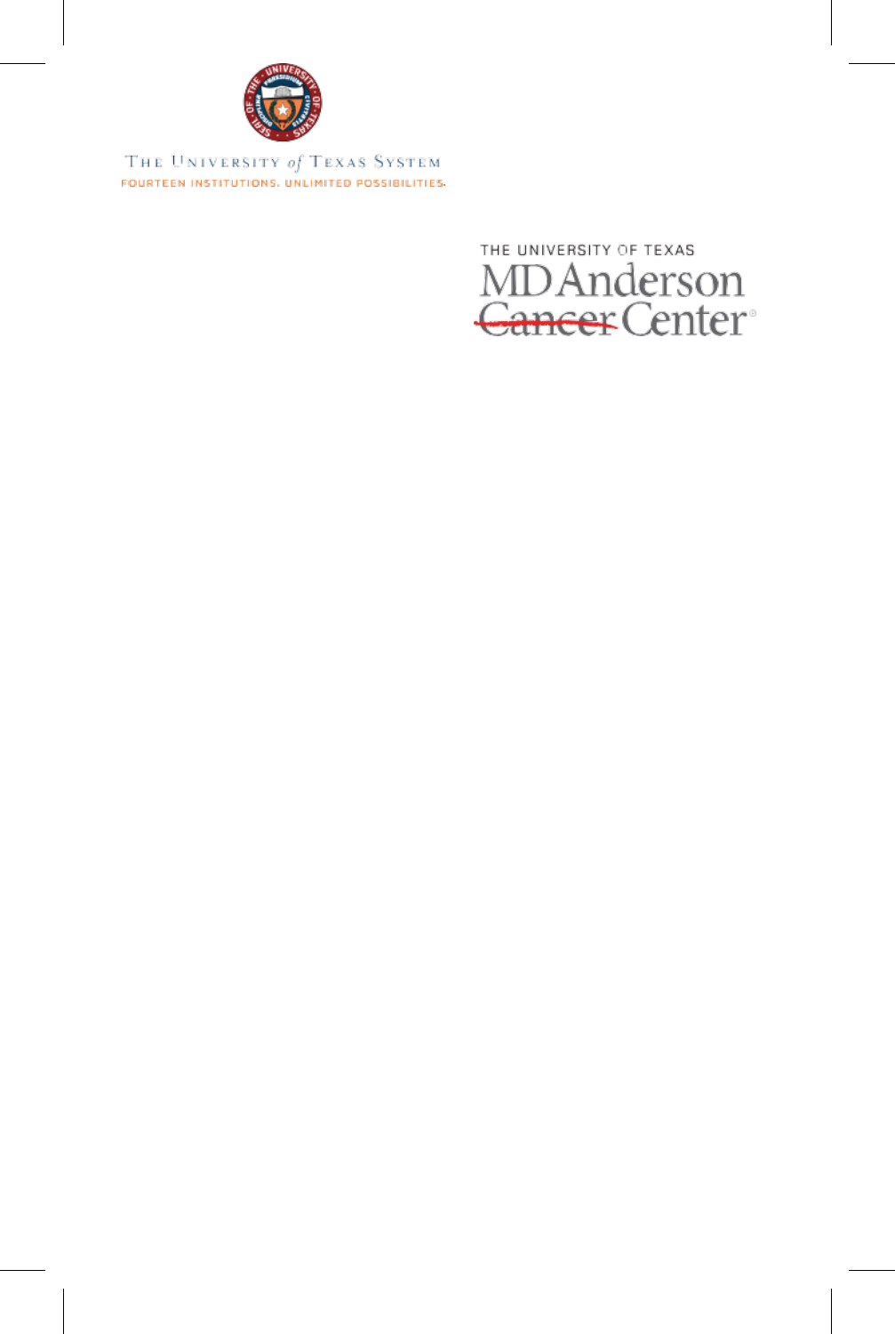THE UNIVERSITY of TEXAS SYSTEM

FOURTEEN INSTITUTIONS. UNLIMITED POSSIBILITIES.

THE UNIVERSITY OF TEXAS

MD Anderson Cancer Center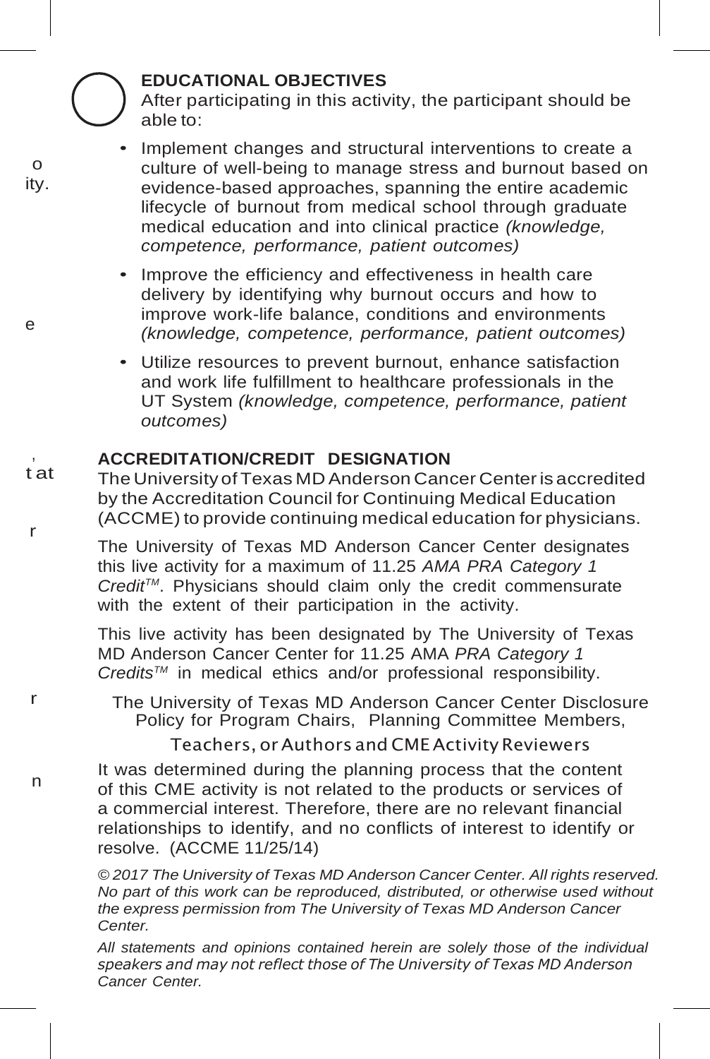## EDUCATIONAL OBJECTIVES

After participating in this activity, the participant should be able to:

- Implement changes and structural interventions to create a culture of well-being to manage stress and burnout based on evidence-based approaches, spanning the entire academic lifecycle of burnout from medical school through graduate medical education and into clinical practice *(knowledge, competence, performance, patient outcomes)*
- Improve the efficiency and effectiveness in health care delivery by identifying why burnout occurs and how to improve work-life balance, conditions and environments *(knowledge, competence, performance, patient outcomes)*
- Utilize resources to prevent burnout, enhance satisfaction and work life fulfillment to healthcare professionals in the UT System *(knowledge, competence, performance, patient outcomes)*

## ACCREDITATION/CREDIT DESIGNATION

The University of Texas MD Anderson Cancer Center is accredited by the Accreditation Council for Continuing Medical Education (ACCME) to provide continuing medical education for physicians.

The University of Texas MD Anderson Cancer Center designates this live activity for a maximum of 11.25 *AMA PRA Category 1 Credit™*. Physicians should claim only the credit commensurate with the extent of their participation in the activity.

This live activity has been designated by The University of Texas MD Anderson Cancer Center for 11.25 AMA *PRA Category 1 Credits™* in medical ethics and/or professional responsibility.

The University of Texas MD Anderson Cancer Center Disclosure Policy for Program Chairs, Planning Committee Members, Teachers, or Authors and CME Activity Reviewers

It was determined during the planning process that the content of this CME activity is not related to the products or services of a commercial interest. Therefore, there are no relevant financial relationships to identify, and no conflicts of interest to identify or resolve. (ACCME 11/25/14)

*© 2017 The University of Texas MD Anderson Cancer Center. All rights reserved. No part of this work can be reproduced, distributed, or otherwise used without the express permission from The University of Texas MD Anderson Cancer Center.*

*All statements and opinions contained herein are solely those of the individual speakers and may not reflect those of The University of Texas MD Anderson Cancer Center.*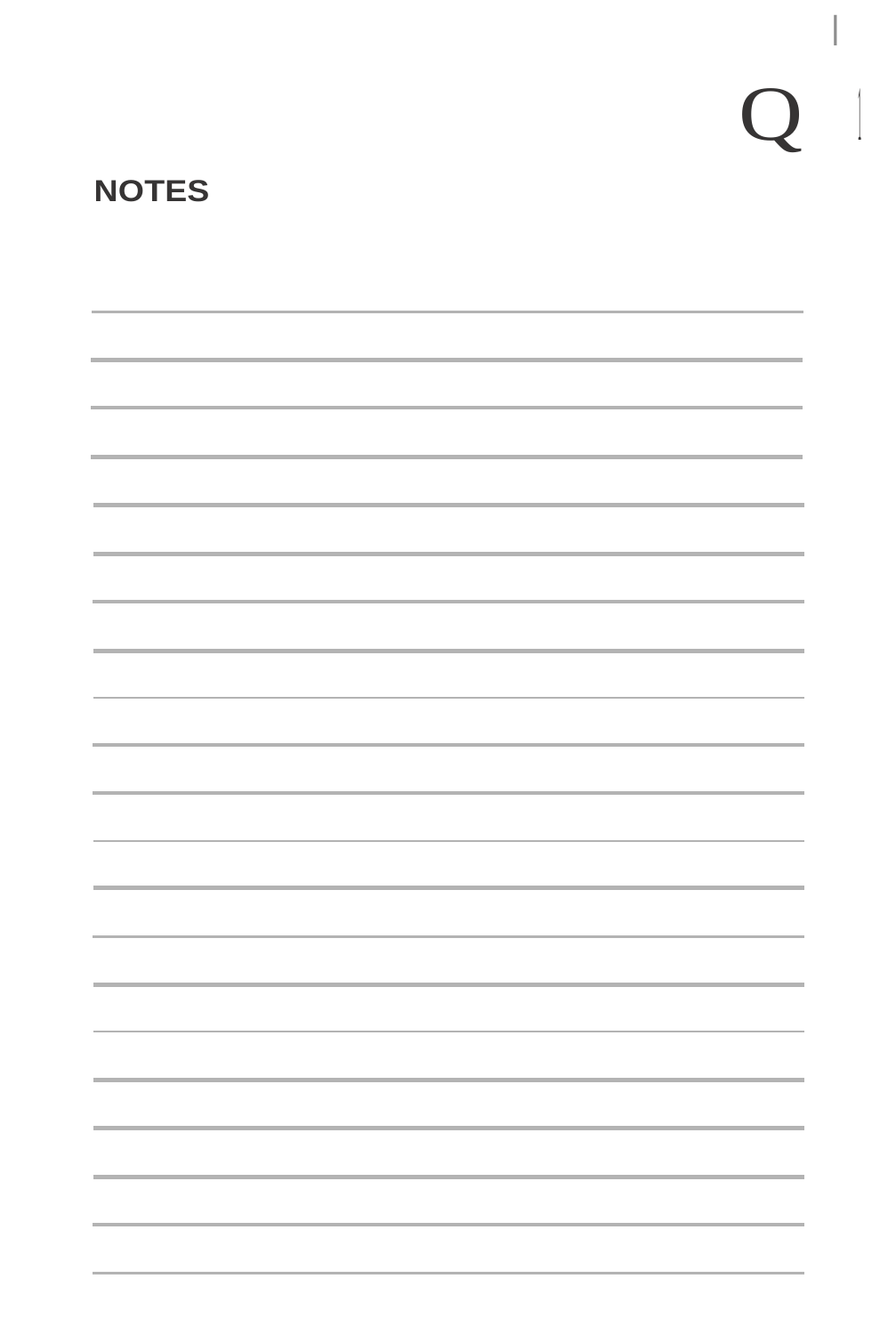## NOTES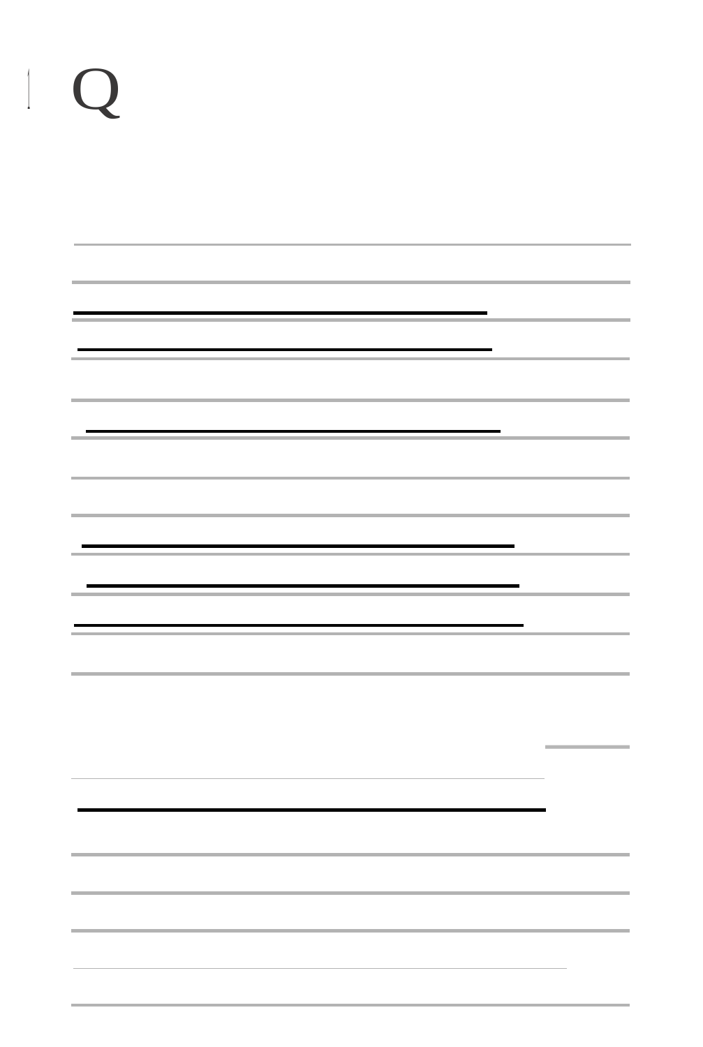Q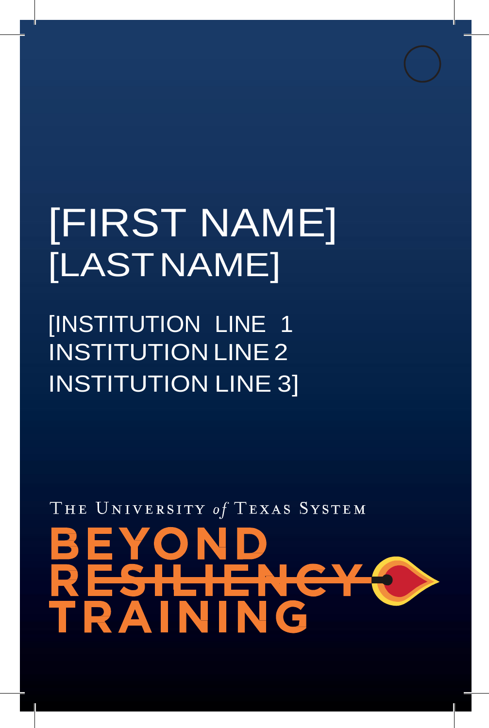# [FIRST NAME] [LAST NAME]

[INSTITUTION LINE 1
INSTITUTION LINE 2
INSTITUTION LINE 3]

THE UNIVERSITY *of* TEXAS SYSTEM

**BEYOND RESILIENCY TRAINING**